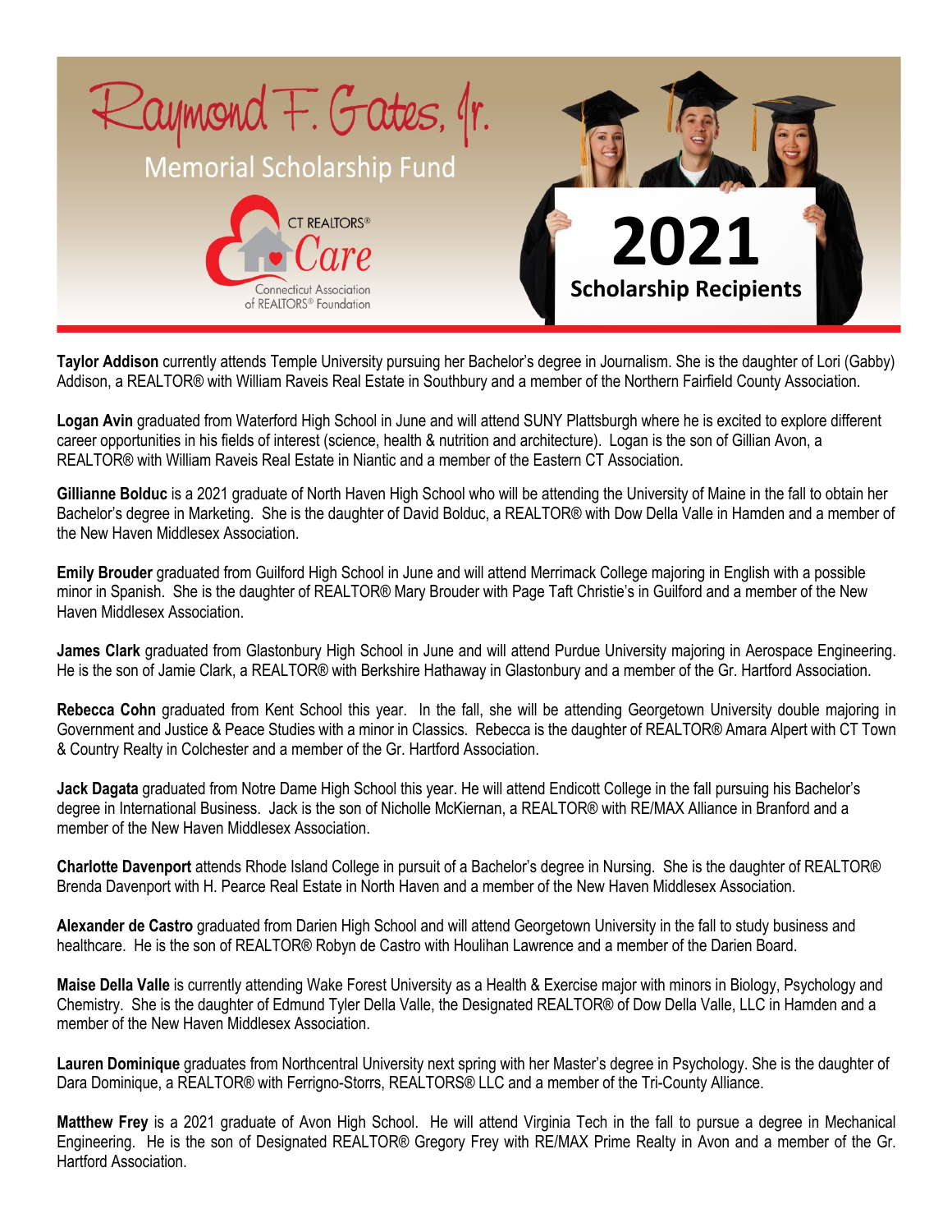# Raymond F. Gates, Jr.

## Memorial Scholarship Fund

CT REALTORS® Care

Connecticut Association of REALTORS® Foundation

## 2021 Scholarship Recipients

**Taylor Addison** currently attends Temple University pursuing her Bachelor's degree in Journalism. She is the daughter of Lori (Gabby) Addison, a REALTOR® with William Raveis Real Estate in Southbury and a member of the Northern Fairfield County Association.

**Logan Avin** graduated from Waterford High School in June and will attend SUNY Plattsburgh where he is excited to explore different career opportunities in his fields of interest (science, health & nutrition and architecture). Logan is the son of Gillian Avon, a REALTOR® with William Raveis Real Estate in Niantic and a member of the Eastern CT Association.

**Gillianne Bolduc** is a 2021 graduate of North Haven High School who will be attending the University of Maine in the fall to obtain her Bachelor's degree in Marketing. She is the daughter of David Bolduc, a REALTOR® with Dow Della Valle in Hamden and a member of the New Haven Middlesex Association.

**Emily Brouder** graduated from Guilford High School in June and will attend Merrimack College majoring in English with a possible minor in Spanish. She is the daughter of REALTOR® Mary Brouder with Page Taft Christie's in Guilford and a member of the New Haven Middlesex Association.

**James Clark** graduated from Glastonbury High School in June and will attend Purdue University majoring in Aerospace Engineering. He is the son of Jamie Clark, a REALTOR® with Berkshire Hathaway in Glastonbury and a member of the Gr. Hartford Association.

**Rebecca Cohn** graduated from Kent School this year. In the fall, she will be attending Georgetown University double majoring in Government and Justice & Peace Studies with a minor in Classics. Rebecca is the daughter of REALTOR® Amara Alpert with CT Town & Country Realty in Colchester and a member of the Gr. Hartford Association.

**Jack Dagata** graduated from Notre Dame High School this year. He will attend Endicott College in the fall pursuing his Bachelor's degree in International Business. Jack is the son of Nicholle McKiernan, a REALTOR® with RE/MAX Alliance in Branford and a member of the New Haven Middlesex Association.

**Charlotte Davenport** attends Rhode Island College in pursuit of a Bachelor's degree in Nursing. She is the daughter of REALTOR® Brenda Davenport with H. Pearce Real Estate in North Haven and a member of the New Haven Middlesex Association.

**Alexander de Castro** graduated from Darien High School and will attend Georgetown University in the fall to study business and healthcare. He is the son of REALTOR® Robyn de Castro with Houlihan Lawrence and a member of the Darien Board.

**Maise Della Valle** is currently attending Wake Forest University as a Health & Exercise major with minors in Biology, Psychology and Chemistry. She is the daughter of Edmund Tyler Della Valle, the Designated REALTOR® of Dow Della Valle, LLC in Hamden and a member of the New Haven Middlesex Association.

**Lauren Dominique** graduates from Northcentral University next spring with her Master's degree in Psychology. She is the daughter of Dara Dominique, a REALTOR® with Ferrigno-Storrs, REALTORS® LLC and a member of the Tri-County Alliance.

**Matthew Frey** is a 2021 graduate of Avon High School. He will attend Virginia Tech in the fall to pursue a degree in Mechanical Engineering. He is the son of Designated REALTOR® Gregory Frey with RE/MAX Prime Realty in Avon and a member of the Gr. Hartford Association.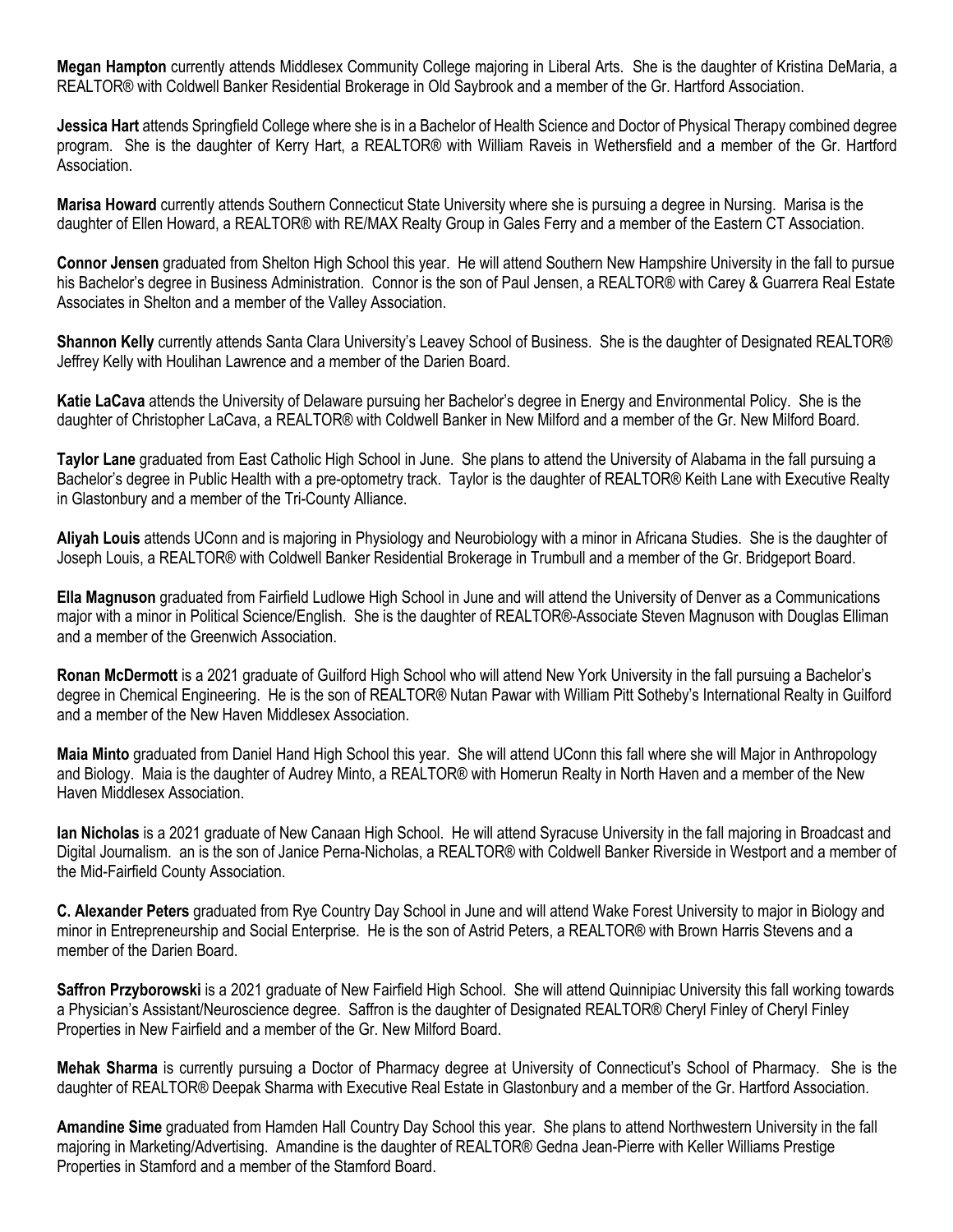**Megan Hampton** currently attends Middlesex Community College majoring in Liberal Arts. She is the daughter of Kristina DeMaria, a REALTOR® with Coldwell Banker Residential Brokerage in Old Saybrook and a member of the Gr. Hartford Association.

**Jessica Hart** attends Springfield College where she is in a Bachelor of Health Science and Doctor of Physical Therapy combined degree program. She is the daughter of Kerry Hart, a REALTOR® with William Raveis in Wethersfield and a member of the Gr. Hartford Association.

**Marisa Howard** currently attends Southern Connecticut State University where she is pursuing a degree in Nursing. Marisa is the daughter of Ellen Howard, a REALTOR® with RE/MAX Realty Group in Gales Ferry and a member of the Eastern CT Association.

**Connor Jensen** graduated from Shelton High School this year. He will attend Southern New Hampshire University in the fall to pursue his Bachelor's degree in Business Administration. Connor is the son of Paul Jensen, a REALTOR® with Carey & Guarrera Real Estate Associates in Shelton and a member of the Valley Association.

**Shannon Kelly** currently attends Santa Clara University's Leavey School of Business. She is the daughter of Designated REALTOR® Jeffrey Kelly with Houlihan Lawrence and a member of the Darien Board.

**Katie LaCava** attends the University of Delaware pursuing her Bachelor's degree in Energy and Environmental Policy. She is the daughter of Christopher LaCava, a REALTOR® with Coldwell Banker in New Milford and a member of the Gr. New Milford Board.

**Taylor Lane** graduated from East Catholic High School in June. She plans to attend the University of Alabama in the fall pursuing a Bachelor's degree in Public Health with a pre-optometry track. Taylor is the daughter of REALTOR® Keith Lane with Executive Realty in Glastonbury and a member of the Tri-County Alliance.

**Aliyah Louis** attends UConn and is majoring in Physiology and Neurobiology with a minor in Africana Studies. She is the daughter of Joseph Louis, a REALTOR® with Coldwell Banker Residential Brokerage in Trumbull and a member of the Gr. Bridgeport Board.

**Ella Magnuson** graduated from Fairfield Ludlowe High School in June and will attend the University of Denver as a Communications major with a minor in Political Science/English. She is the daughter of REALTOR®-Associate Steven Magnuson with Douglas Elliman and a member of the Greenwich Association.

**Ronan McDermott** is a 2021 graduate of Guilford High School who will attend New York University in the fall pursuing a Bachelor's degree in Chemical Engineering. He is the son of REALTOR® Nutan Pawar with William Pitt Sotheby's International Realty in Guilford and a member of the New Haven Middlesex Association.

**Maia Minto** graduated from Daniel Hand High School this year. She will attend UConn this fall where she will Major in Anthropology and Biology. Maia is the daughter of Audrey Minto, a REALTOR® with Homerun Realty in North Haven and a member of the New Haven Middlesex Association.

**Ian Nicholas** is a 2021 graduate of New Canaan High School. He will attend Syracuse University in the fall majoring in Broadcast and Digital Journalism. an is the son of Janice Perna-Nicholas, a REALTOR® with Coldwell Banker Riverside in Westport and a member of the Mid-Fairfield County Association.

**C. Alexander Peters** graduated from Rye Country Day School in June and will attend Wake Forest University to major in Biology and minor in Entrepreneurship and Social Enterprise. He is the son of Astrid Peters, a REALTOR® with Brown Harris Stevens and a member of the Darien Board.

**Saffron Przyborowski** is a 2021 graduate of New Fairfield High School. She will attend Quinnipiac University this fall working towards a Physician's Assistant/Neuroscience degree. Saffron is the daughter of Designated REALTOR® Cheryl Finley of Cheryl Finley Properties in New Fairfield and a member of the Gr. New Milford Board.

**Mehak Sharma** is currently pursuing a Doctor of Pharmacy degree at University of Connecticut's School of Pharmacy. She is the daughter of REALTOR® Deepak Sharma with Executive Real Estate in Glastonbury and a member of the Gr. Hartford Association.

**Amandine Sime** graduated from Hamden Hall Country Day School this year. She plans to attend Northwestern University in the fall majoring in Marketing/Advertising. Amandine is the daughter of REALTOR® Gedna Jean-Pierre with Keller Williams Prestige Properties in Stamford and a member of the Stamford Board.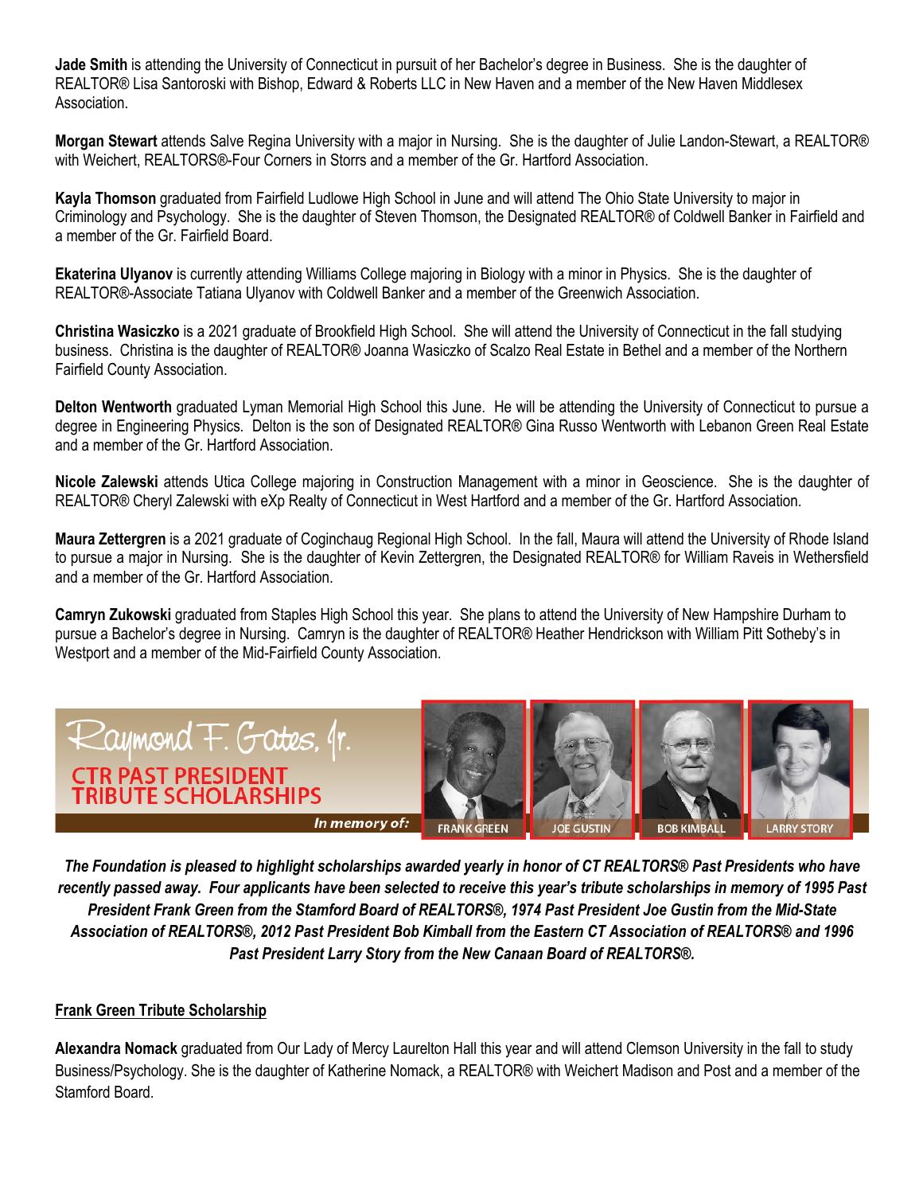**Jade Smith** is attending the University of Connecticut in pursuit of her Bachelor's degree in Business. She is the daughter of REALTOR® Lisa Santoroski with Bishop, Edward & Roberts LLC in New Haven and a member of the New Haven Middlesex Association.

**Morgan Stewart** attends Salve Regina University with a major in Nursing. She is the daughter of Julie Landon-Stewart, a REALTOR® with Weichert, REALTORS®-Four Corners in Storrs and a member of the Gr. Hartford Association.

**Kayla Thomson** graduated from Fairfield Ludlowe High School in June and will attend The Ohio State University to major in Criminology and Psychology. She is the daughter of Steven Thomson, the Designated REALTOR® of Coldwell Banker in Fairfield and a member of the Gr. Fairfield Board.

**Ekaterina Ulyanov** is currently attending Williams College majoring in Biology with a minor in Physics. She is the daughter of REALTOR®-Associate Tatiana Ulyanov with Coldwell Banker and a member of the Greenwich Association.

**Christina Wasiczko** is a 2021 graduate of Brookfield High School. She will attend the University of Connecticut in the fall studying business. Christina is the daughter of REALTOR® Joanna Wasiczko of Scalzo Real Estate in Bethel and a member of the Northern Fairfield County Association.

**Delton Wentworth** graduated Lyman Memorial High School this June. He will be attending the University of Connecticut to pursue a degree in Engineering Physics. Delton is the son of Designated REALTOR® Gina Russo Wentworth with Lebanon Green Real Estate and a member of the Gr. Hartford Association.

**Nicole Zalewski** attends Utica College majoring in Construction Management with a minor in Geoscience. She is the daughter of REALTOR® Cheryl Zalewski with eXp Realty of Connecticut in West Hartford and a member of the Gr. Hartford Association.

**Maura Zettergren** is a 2021 graduate of Coginchaug Regional High School. In the fall, Maura will attend the University of Rhode Island to pursue a major in Nursing. She is the daughter of Kevin Zettergren, the Designated REALTOR® for William Raveis in Wethersfield and a member of the Gr. Hartford Association.

**Camryn Zukowski** graduated from Staples High School this year. She plans to attend the University of New Hampshire Durham to pursue a Bachelor's degree in Nursing. Camryn is the daughter of REALTOR® Heather Hendrickson with William Pitt Sotheby's in Westport and a member of the Mid-Fairfield County Association.

## Raymond F. Gates, Jr. CTR PAST PRESIDENT TRIBUTE SCHOLARSHIPS

In memory of: FRANK GREEN, JOE GUSTIN, BOB KIMBALL, LARRY STORY

***The Foundation is pleased to highlight scholarships awarded yearly in honor of CT REALTORS® Past Presidents who have recently passed away. Four applicants have been selected to receive this year's tribute scholarships in memory of 1995 Past President Frank Green from the Stamford Board of REALTORS®, 1974 Past President Joe Gustin from the Mid-State Association of REALTORS®, 2012 Past President Bob Kimball from the Eastern CT Association of REALTORS® and 1996 Past President Larry Story from the New Canaan Board of REALTORS®.***

### Frank Green Tribute Scholarship

**Alexandra Nomack** graduated from Our Lady of Mercy Laurelton Hall this year and will attend Clemson University in the fall to study Business/Psychology. She is the daughter of Katherine Nomack, a REALTOR® with Weichert Madison and Post and a member of the Stamford Board.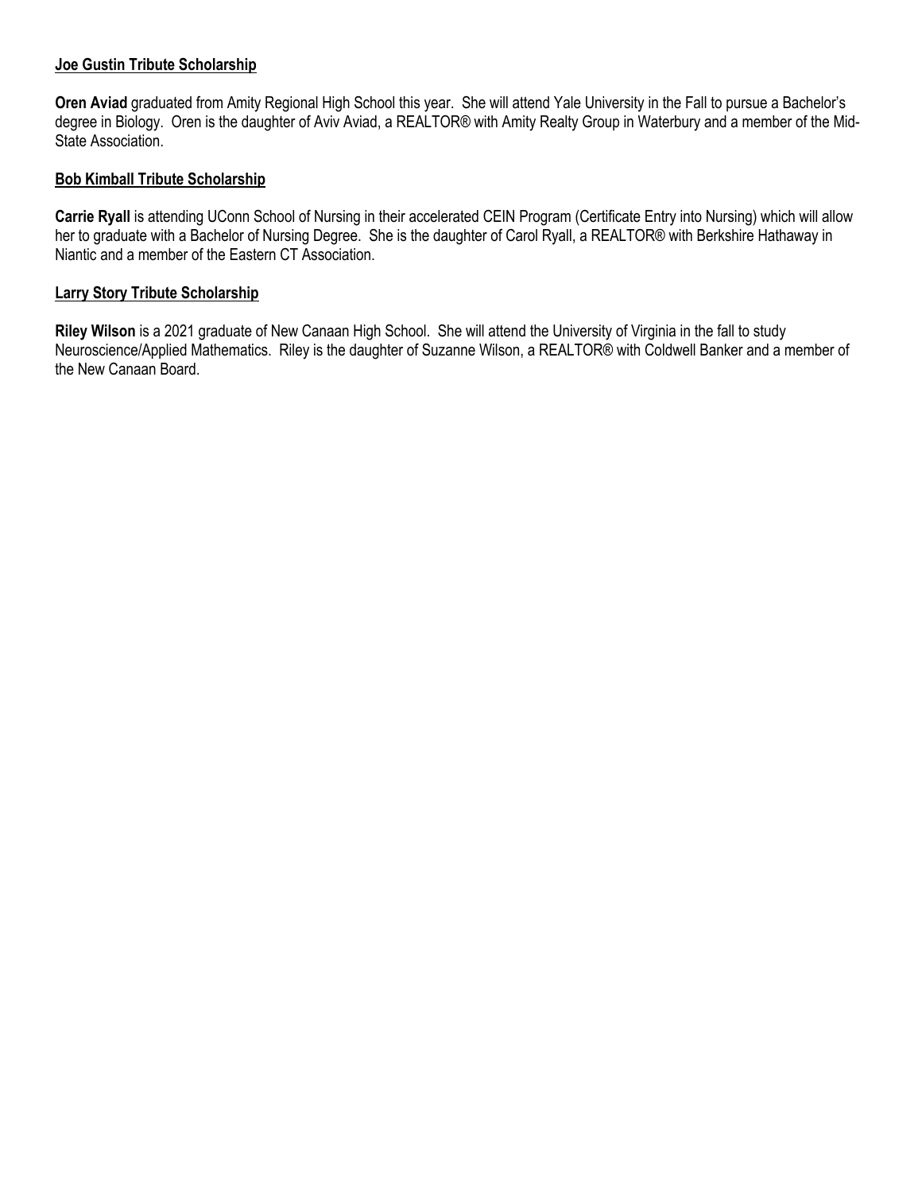**Joe Gustin Tribute Scholarship**

**Oren Aviad** graduated from Amity Regional High School this year. She will attend Yale University in the Fall to pursue a Bachelor's degree in Biology. Oren is the daughter of Aviv Aviad, a REALTOR® with Amity Realty Group in Waterbury and a member of the Mid-State Association.

**Bob Kimball Tribute Scholarship**

**Carrie Ryall** is attending UConn School of Nursing in their accelerated CEIN Program (Certificate Entry into Nursing) which will allow her to graduate with a Bachelor of Nursing Degree. She is the daughter of Carol Ryall, a REALTOR® with Berkshire Hathaway in Niantic and a member of the Eastern CT Association.

**Larry Story Tribute Scholarship**

**Riley Wilson** is a 2021 graduate of New Canaan High School. She will attend the University of Virginia in the fall to study Neuroscience/Applied Mathematics. Riley is the daughter of Suzanne Wilson, a REALTOR® with Coldwell Banker and a member of the New Canaan Board.